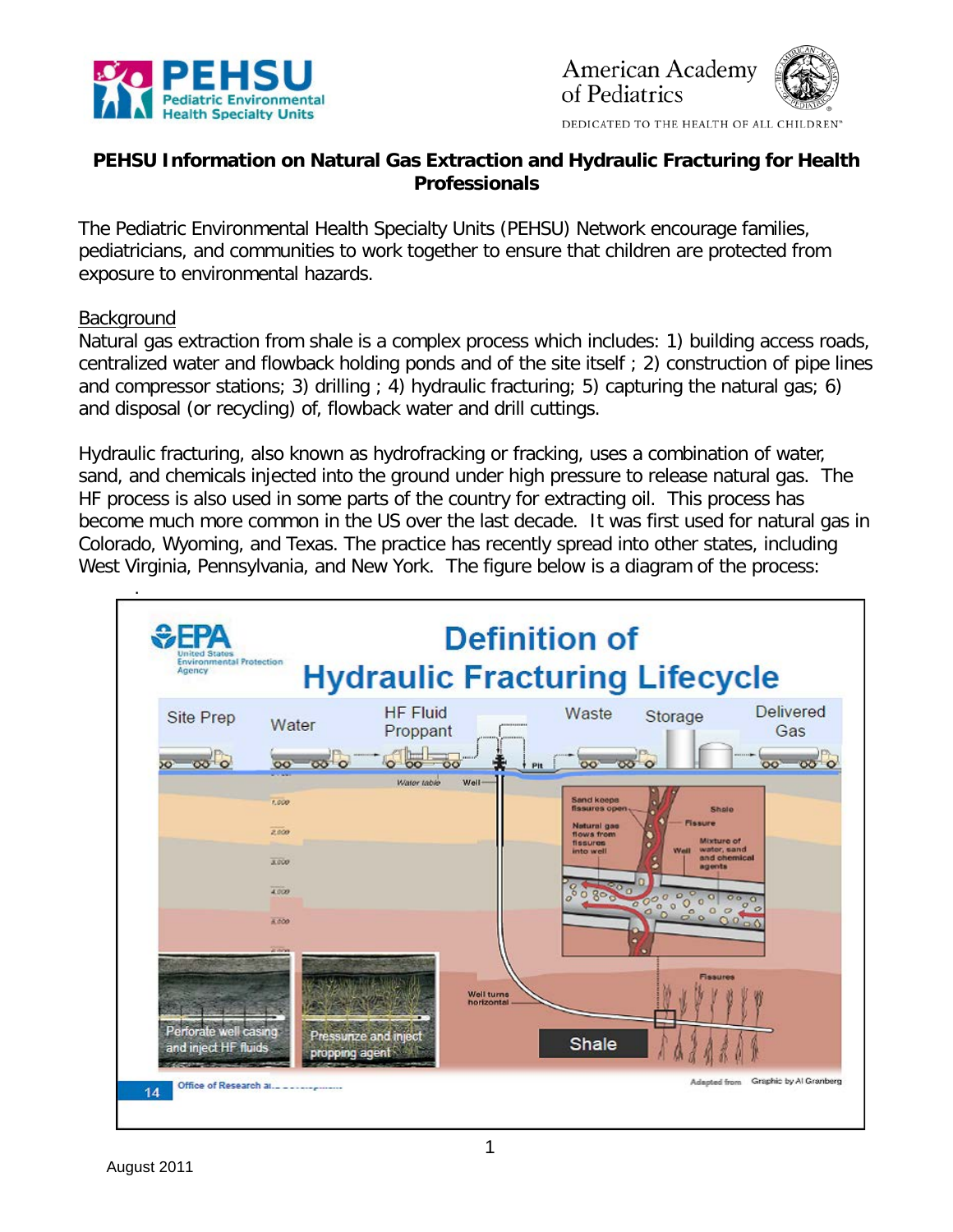# PEHSU Information on Natural Gas Extraction and Hydraulic Fracturing for Health Professionals

The Pediatric Environmental Health Specialty Units (PEHSU) Network encourage families, pediatricians, and communities to work together to ensure that children are protected from exposure to environmental hazards.

## Background

Natural gas extraction from shale is a complex process which includes: 1) building access roads, centralized water and flowback holding ponds and of the site itself ; 2) construction of pipe lines and compressor stations; 3) drilling ; 4) hydraulic fracturing; 5) capturing the natural gas; 6) and disposal (or recycling) of, flowback water and drill cuttings.

Hydraulic fracturing, also known as hydrofracking or fracking, uses a combination of water, sand, and chemicals injected into the ground under high pressure to release natural gas. The HF process is also used in some parts of the country for extracting oil. This process has become much more common in the US over the last decade. It was first used for natural gas in Colorado, Wyoming, and Texas. The practice has recently spread into other states, including West Virginia, Pennsylvania, and New York. The figure below is a diagram of the process:

August 2011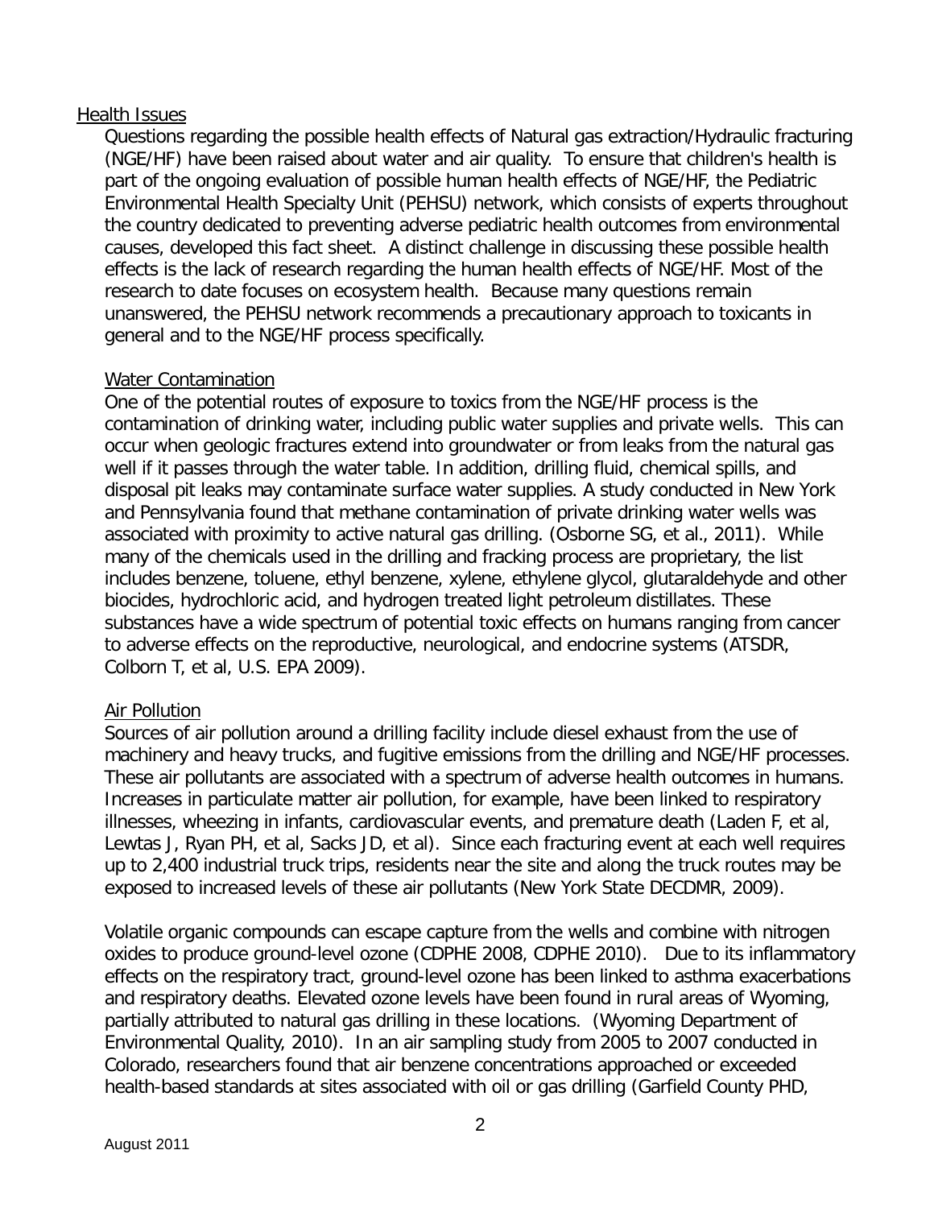## Health Issues

Questions regarding the possible health effects of Natural gas extraction/Hydraulic fracturing (NGE/HF) have been raised about water and air quality. To ensure that children's health is part of the ongoing evaluation of possible human health effects of NGE/HF, the Pediatric Environmental Health Specialty Unit (PEHSU) network, which consists of experts throughout the country dedicated to preventing adverse pediatric health outcomes from environmental causes, developed this fact sheet. A distinct challenge in discussing these possible health effects is the lack of research regarding the human health effects of NGE/HF. Most of the research to date focuses on ecosystem health. Because many questions remain unanswered, the PEHSU network recommends a precautionary approach to toxicants in general and to the NGE/HF process specifically.

### Water Contamination

One of the potential routes of exposure to toxics from the NGE/HF process is the contamination of drinking water, including public water supplies and private wells. This can occur when geologic fractures extend into groundwater or from leaks from the natural gas well if it passes through the water table. In addition, drilling fluid, chemical spills, and disposal pit leaks may contaminate surface water supplies. A study conducted in New York and Pennsylvania found that methane contamination of private drinking water wells was associated with proximity to active natural gas drilling. (Osborne SG, et al., 2011). While many of the chemicals used in the drilling and fracking process are proprietary, the list includes benzene, toluene, ethyl benzene, xylene, ethylene glycol, glutaraldehyde and other biocides, hydrochloric acid, and hydrogen treated light petroleum distillates. These substances have a wide spectrum of potential toxic effects on humans ranging from cancer to adverse effects on the reproductive, neurological, and endocrine systems (ATSDR, Colborn T, et al, U.S. EPA 2009).

### Air Pollution

Sources of air pollution around a drilling facility include diesel exhaust from the use of machinery and heavy trucks, and fugitive emissions from the drilling and NGE/HF processes. These air pollutants are associated with a spectrum of adverse health outcomes in humans. Increases in particulate matter air pollution, for example, have been linked to respiratory illnesses, wheezing in infants, cardiovascular events, and premature death (Laden F, et al, Lewtas J, Ryan PH, et al, Sacks JD, et al). Since each fracturing event at each well requires up to 2,400 industrial truck trips, residents near the site and along the truck routes may be exposed to increased levels of these air pollutants (New York State DECDMR, 2009).

Volatile organic compounds can escape capture from the wells and combine with nitrogen oxides to produce ground-level ozone (CDPHE 2008, CDPHE 2010). Due to its inflammatory effects on the respiratory tract, ground-level ozone has been linked to asthma exacerbations and respiratory deaths. Elevated ozone levels have been found in rural areas of Wyoming, partially attributed to natural gas drilling in these locations. (Wyoming Department of Environmental Quality, 2010). In an air sampling study from 2005 to 2007 conducted in Colorado, researchers found that air benzene concentrations approached or exceeded health-based standards at sites associated with oil or gas drilling (Garfield County PHD,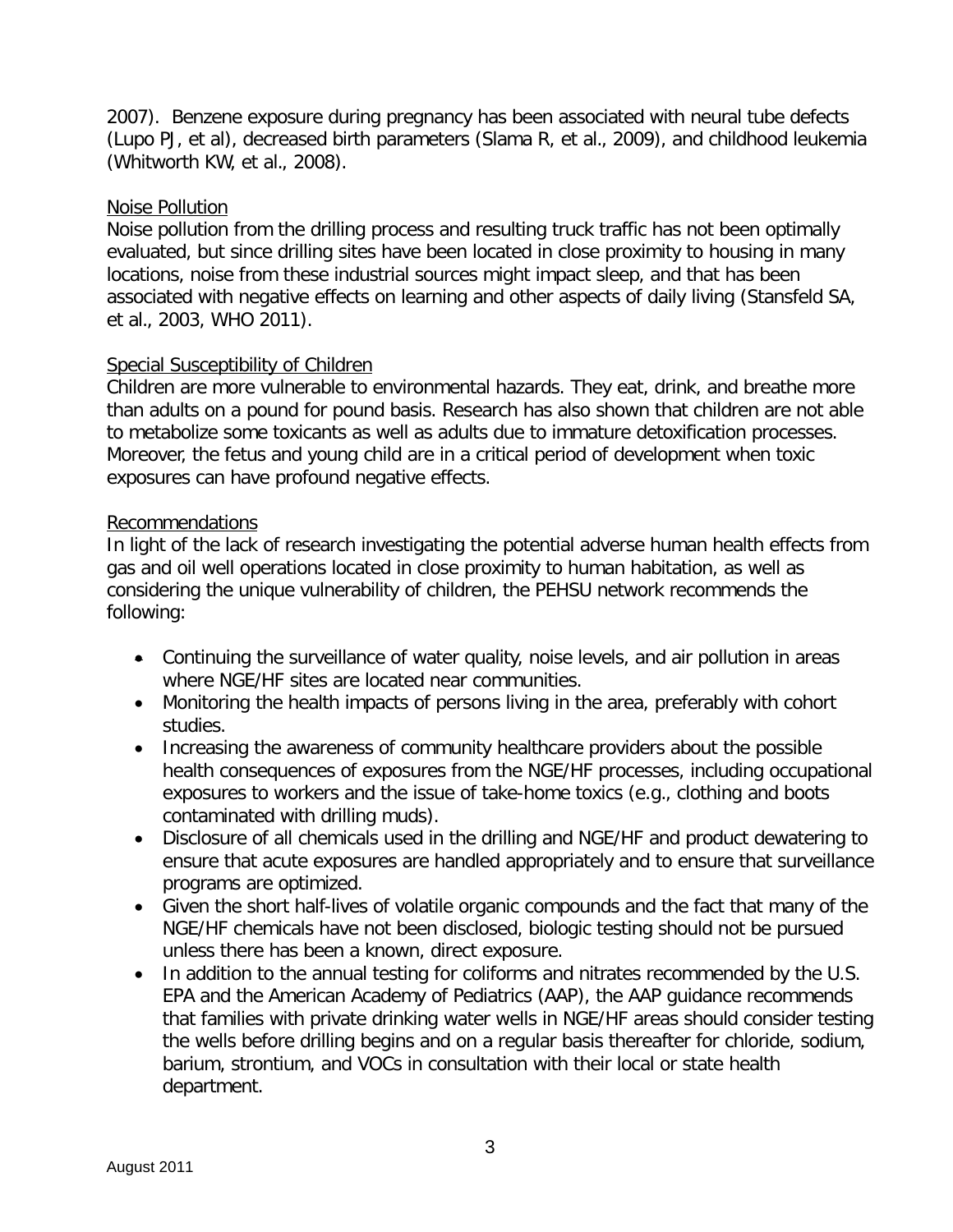2007). Benzene exposure during pregnancy has been associated with neural tube defects (Lupo PJ, et al), decreased birth parameters (Slama R, et al., 2009), and childhood leukemia (Whitworth KW, et al., 2008).

## Noise Pollution

Noise pollution from the drilling process and resulting truck traffic has not been optimally evaluated, but since drilling sites have been located in close proximity to housing in many locations, noise from these industrial sources might impact sleep, and that has been associated with negative effects on learning and other aspects of daily living (Stansfeld SA, et al., 2003, WHO 2011).

## Special Susceptibility of Children

Children are more vulnerable to environmental hazards. They eat, drink, and breathe more than adults on a pound for pound basis. Research has also shown that children are not able to metabolize some toxicants as well as adults due to immature detoxification processes. Moreover, the fetus and young child are in a critical period of development when toxic exposures can have profound negative effects.

## Recommendations

In light of the lack of research investigating the potential adverse human health effects from gas and oil well operations located in close proximity to human habitation, as well as considering the unique vulnerability of children, the PEHSU network recommends the following:

- Continuing the surveillance of water quality, noise levels, and air pollution in areas where NGE/HF sites are located near communities.
- Monitoring the health impacts of persons living in the area, preferably with cohort studies.
- Increasing the awareness of community healthcare providers about the possible health consequences of exposures from the NGE/HF processes, including occupational exposures to workers and the issue of take-home toxics (e.g., clothing and boots contaminated with drilling muds).
- Disclosure of all chemicals used in the drilling and NGE/HF and product dewatering to ensure that acute exposures are handled appropriately and to ensure that surveillance programs are optimized.
- Given the short half-lives of volatile organic compounds and the fact that many of the NGE/HF chemicals have not been disclosed, biologic testing should not be pursued unless there has been a known, direct exposure.
- In addition to the annual testing for coliforms and nitrates recommended by the U.S. EPA and the American Academy of Pediatrics (AAP), the AAP guidance recommends that families with private drinking water wells in NGE/HF areas should consider testing the wells before drilling begins and on a regular basis thereafter for chloride, sodium, barium, strontium, and VOCs in consultation with their local or state health department.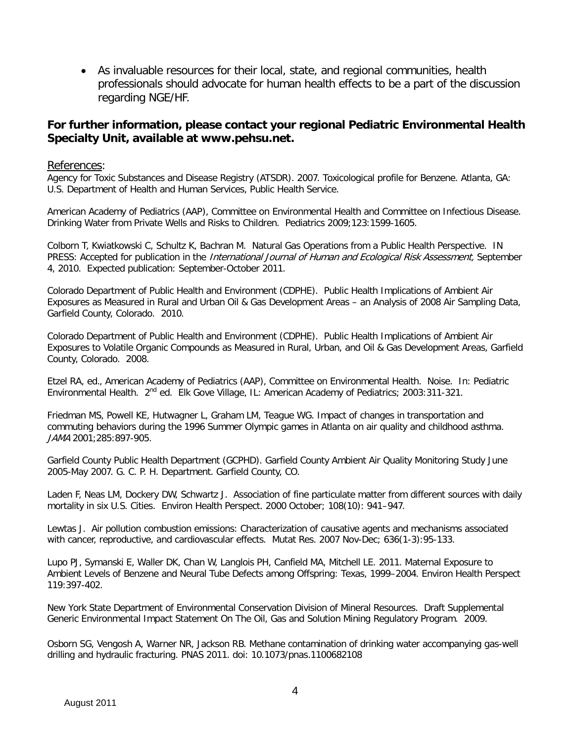- As invaluable resources for their local, state, and regional communities, health professionals should advocate for human health effects to be a part of the discussion regarding NGE/HF.

**For further information, please contact your regional Pediatric Environmental Health Specialty Unit, available at www.pehsu.net.**

References:

Agency for Toxic Substances and Disease Registry (ATSDR). 2007. Toxicological profile for Benzene. Atlanta, GA: U.S. Department of Health and Human Services, Public Health Service.

American Academy of Pediatrics (AAP), Committee on Environmental Health and Committee on Infectious Disease. Drinking Water from Private Wells and Risks to Children. Pediatrics 2009;123:1599-1605.

Colborn T, Kwiatkowski C, Schultz K, Bachran M. Natural Gas Operations from a Public Health Perspective. IN PRESS: Accepted for publication in the *International Journal of Human and Ecological Risk Assessment,* September 4, 2010. Expected publication: September-October 2011.

Colorado Department of Public Health and Environment (CDPHE). Public Health Implications of Ambient Air Exposures as Measured in Rural and Urban Oil & Gas Development Areas – an Analysis of 2008 Air Sampling Data, Garfield County, Colorado. 2010.

Colorado Department of Public Health and Environment (CDPHE). Public Health Implications of Ambient Air Exposures to Volatile Organic Compounds as Measured in Rural, Urban, and Oil & Gas Development Areas, Garfield County, Colorado. 2008.

Etzel RA, ed., American Academy of Pediatrics (AAP), Committee on Environmental Health. Noise. In: Pediatric Environmental Health. 2nd ed. Elk Gove Village, IL: American Academy of Pediatrics; 2003:311-321.

Friedman MS, Powell KE, Hutwagner L, Graham LM, Teague WG. Impact of changes in transportation and commuting behaviors during the 1996 Summer Olympic games in Atlanta on air quality and childhood asthma. *JAMA* 2001;285:897-905.

Garfield County Public Health Department (GCPHD). Garfield County Ambient Air Quality Monitoring Study June 2005-May 2007. G. C. P. H. Department. Garfield County, CO.

Laden F, Neas LM, Dockery DW, Schwartz J. Association of fine particulate matter from different sources with daily mortality in six U.S. Cities. Environ Health Perspect. 2000 October; 108(10): 941–947.

Lewtas J. Air pollution combustion emissions: Characterization of causative agents and mechanisms associated with cancer, reproductive, and cardiovascular effects. Mutat Res. 2007 Nov-Dec; 636(1-3):95-133.

Lupo PJ, Symanski E, Waller DK, Chan W, Langlois PH, Canfield MA, Mitchell LE. 2011. Maternal Exposure to Ambient Levels of Benzene and Neural Tube Defects among Offspring: Texas, 1999–2004. Environ Health Perspect 119:397-402.

New York State Department of Environmental Conservation Division of Mineral Resources. Draft Supplemental Generic Environmental Impact Statement On The Oil, Gas and Solution Mining Regulatory Program. 2009.

Osborn SG, Vengosh A, Warner NR, Jackson RB. Methane contamination of drinking water accompanying gas-well drilling and hydraulic fracturing. PNAS 2011. doi: 10.1073/pnas.1100682108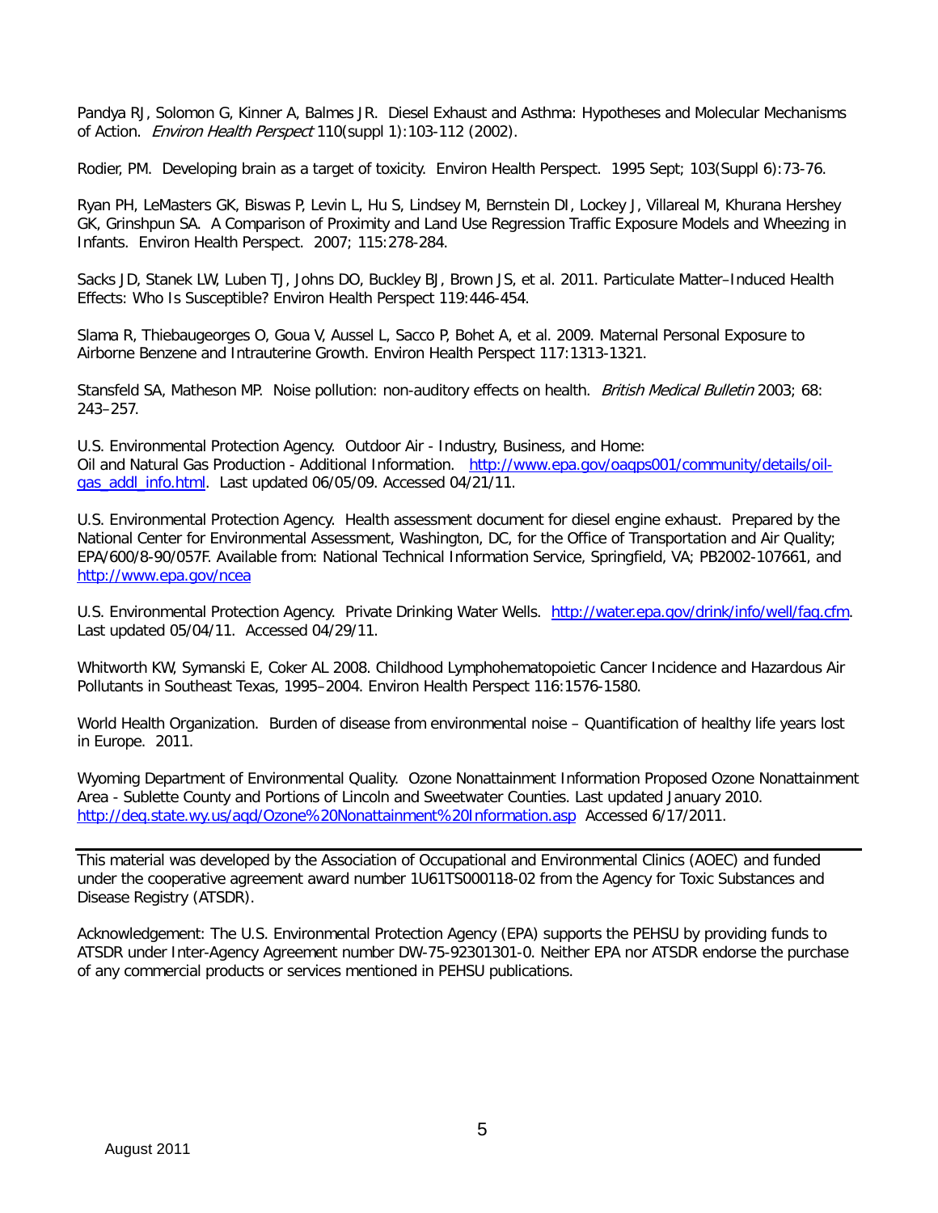Pandya RJ, Solomon G, Kinner A, Balmes JR. Diesel Exhaust and Asthma: Hypotheses and Molecular Mechanisms of Action. *Environ Health Perspect* 110(suppl 1):103-112 (2002).

Rodier, PM. Developing brain as a target of toxicity. Environ Health Perspect. 1995 Sept; 103(Suppl 6):73-76.

Ryan PH, LeMasters GK, Biswas P, Levin L, Hu S, Lindsey M, Bernstein DI, Lockey J, Villareal M, Khurana Hershey GK, Grinshpun SA. A Comparison of Proximity and Land Use Regression Traffic Exposure Models and Wheezing in Infants. Environ Health Perspect. 2007; 115:278-284.

Sacks JD, Stanek LW, Luben TJ, Johns DO, Buckley BJ, Brown JS, et al. 2011. Particulate Matter–Induced Health Effects: Who Is Susceptible? Environ Health Perspect 119:446-454.

Slama R, Thiebaugeorges O, Goua V, Aussel L, Sacco P, Bohet A, et al. 2009. Maternal Personal Exposure to Airborne Benzene and Intrauterine Growth. Environ Health Perspect 117:1313-1321.

Stansfeld SA, Matheson MP. Noise pollution: non-auditory effects on health. *British Medical Bulletin* 2003; 68: 243–257.

U.S. Environmental Protection Agency. Outdoor Air - Industry, Business, and Home: Oil and Natural Gas Production - Additional Information. http://www.epa.gov/oaqps001/community/details/oil-gas_addl_info.html. Last updated 06/05/09. Accessed 04/21/11.

U.S. Environmental Protection Agency. Health assessment document for diesel engine exhaust. Prepared by the National Center for Environmental Assessment, Washington, DC, for the Office of Transportation and Air Quality; EPA/600/8-90/057F. Available from: National Technical Information Service, Springfield, VA; PB2002-107661, and http://www.epa.gov/ncea

U.S. Environmental Protection Agency. Private Drinking Water Wells. http://water.epa.gov/drink/info/well/faq.cfm. Last updated 05/04/11. Accessed 04/29/11.

Whitworth KW, Symanski E, Coker AL 2008. Childhood Lymphohematopoietic Cancer Incidence and Hazardous Air Pollutants in Southeast Texas, 1995–2004. Environ Health Perspect 116:1576-1580.

World Health Organization. Burden of disease from environmental noise – Quantification of healthy life years lost in Europe. 2011.

Wyoming Department of Environmental Quality. Ozone Nonattainment Information Proposed Ozone Nonattainment Area - Sublette County and Portions of Lincoln and Sweetwater Counties. Last updated January 2010. http://deq.state.wy.us/aqd/Ozone%20Nonattainment%20Information.asp Accessed 6/17/2011.

---

This material was developed by the Association of Occupational and Environmental Clinics (AOEC) and funded under the cooperative agreement award number 1U61TS000118-02 from the Agency for Toxic Substances and Disease Registry (ATSDR).

Acknowledgement: The U.S. Environmental Protection Agency (EPA) supports the PEHSU by providing funds to ATSDR under Inter-Agency Agreement number DW-75-92301301-0. Neither EPA nor ATSDR endorse the purchase of any commercial products or services mentioned in PEHSU publications.

August 2011